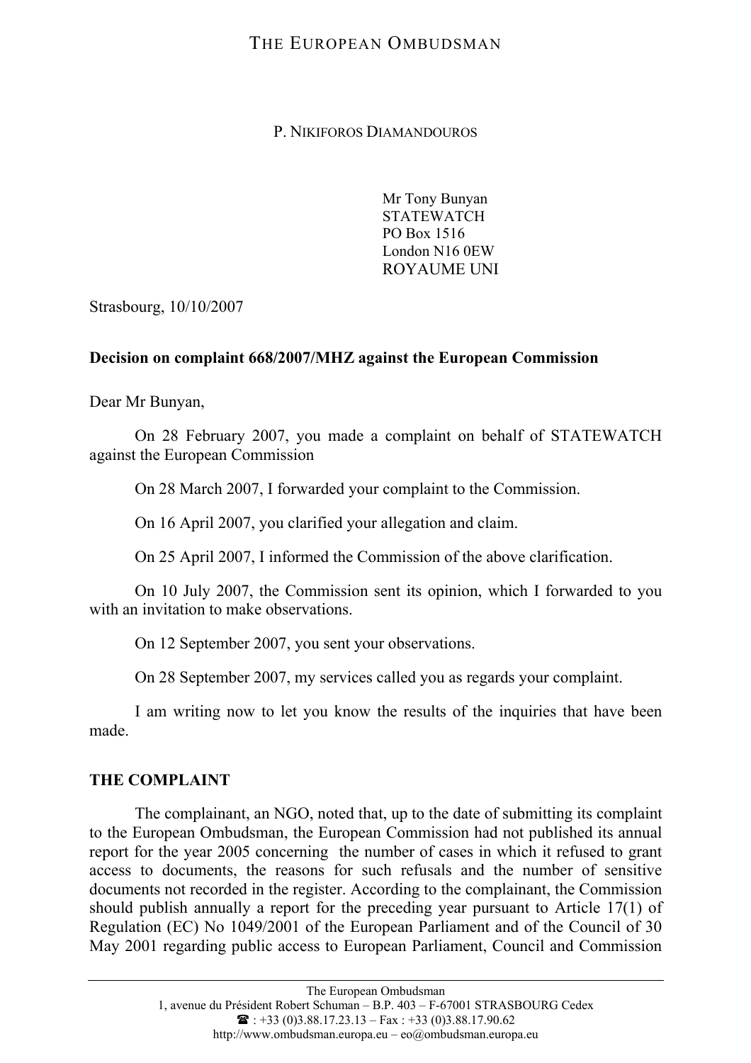THE EUROPEAN OMBUDSMAN

P. NIKIFOROS DIAMANDOUROS

Mr Tony Bunyan
STATEWATCH
PO Box 1516
London N16 0EW
ROYAUME UNI

Strasbourg, 10/10/2007

**Decision on complaint 668/2007/MHZ against the European Commission**

Dear Mr Bunyan,

On 28 February 2007, you made a complaint on behalf of STATEWATCH against the European Commission

On 28 March 2007, I forwarded your complaint to the Commission.

On 16 April 2007, you clarified your allegation and claim.

On 25 April 2007, I informed the Commission of the above clarification.

On 10 July 2007, the Commission sent its opinion, which I forwarded to you with an invitation to make observations.

On 12 September 2007, you sent your observations.

On 28 September 2007, my services called you as regards your complaint.

I am writing now to let you know the results of the inquiries that have been made.

## THE COMPLAINT

The complainant, an NGO, noted that, up to the date of submitting its complaint to the European Ombudsman, the European Commission had not published its annual report for the year 2005 concerning the number of cases in which it refused to grant access to documents, the reasons for such refusals and the number of sensitive documents not recorded in the register. According to the complainant, the Commission should publish annually a report for the preceding year pursuant to Article 17(1) of Regulation (EC) No 1049/2001 of the European Parliament and of the Council of 30 May 2001 regarding public access to European Parliament, Council and Commission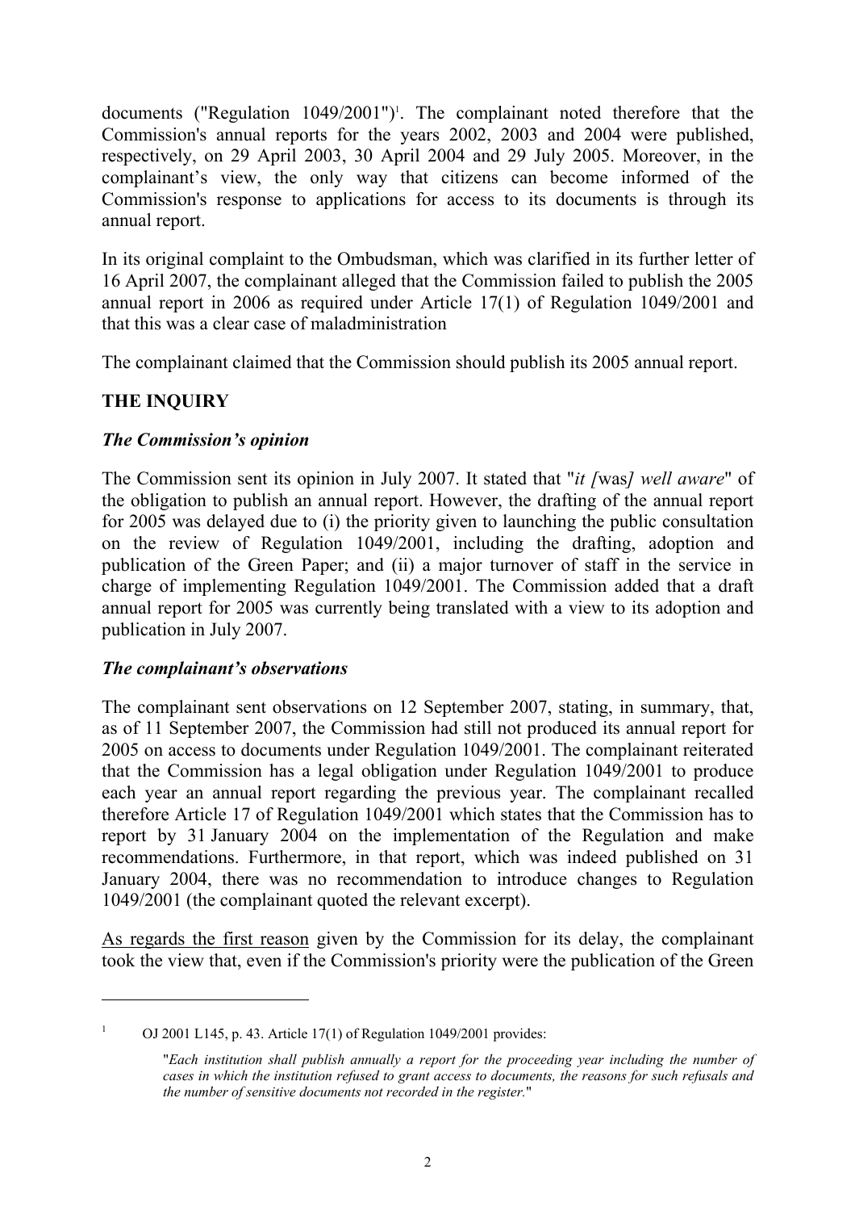documents ("Regulation 1049/2001")[1]. The complainant noted therefore that the Commission's annual reports for the years 2002, 2003 and 2004 were published, respectively, on 29 April 2003, 30 April 2004 and 29 July 2005. Moreover, in the complainant's view, the only way that citizens can become informed of the Commission's response to applications for access to its documents is through its annual report.

In its original complaint to the Ombudsman, which was clarified in its further letter of 16 April 2007, the complainant alleged that the Commission failed to publish the 2005 annual report in 2006 as required under Article 17(1) of Regulation 1049/2001 and that this was a clear case of maladministration

The complainant claimed that the Commission should publish its 2005 annual report.

## THE INQUIRY

### *The Commission's opinion*

The Commission sent its opinion in July 2007. It stated that "*it [*was*] well aware*" of the obligation to publish an annual report. However, the drafting of the annual report for 2005 was delayed due to (i) the priority given to launching the public consultation on the review of Regulation 1049/2001, including the drafting, adoption and publication of the Green Paper; and (ii) a major turnover of staff in the service in charge of implementing Regulation 1049/2001. The Commission added that a draft annual report for 2005 was currently being translated with a view to its adoption and publication in July 2007.

### *The complainant's observations*

The complainant sent observations on 12 September 2007, stating, in summary, that, as of 11 September 2007, the Commission had still not produced its annual report for 2005 on access to documents under Regulation 1049/2001. The complainant reiterated that the Commission has a legal obligation under Regulation 1049/2001 to produce each year an annual report regarding the previous year. The complainant recalled therefore Article 17 of Regulation 1049/2001 which states that the Commission has to report by 31 January 2004 on the implementation of the Regulation and make recommendations. Furthermore, in that report, which was indeed published on 31 January 2004, there was no recommendation to introduce changes to Regulation 1049/2001 (the complainant quoted the relevant excerpt).

<u>As regards the first reason</u> given by the Commission for its delay, the complainant took the view that, even if the Commission's priority were the publication of the Green

---

[1] OJ 2001 L145, p. 43. Article 17(1) of Regulation 1049/2001 provides:

"*Each institution shall publish annually a report for the proceeding year including the number of cases in which the institution refused to grant access to documents, the reasons for such refusals and the number of sensitive documents not recorded in the register.*"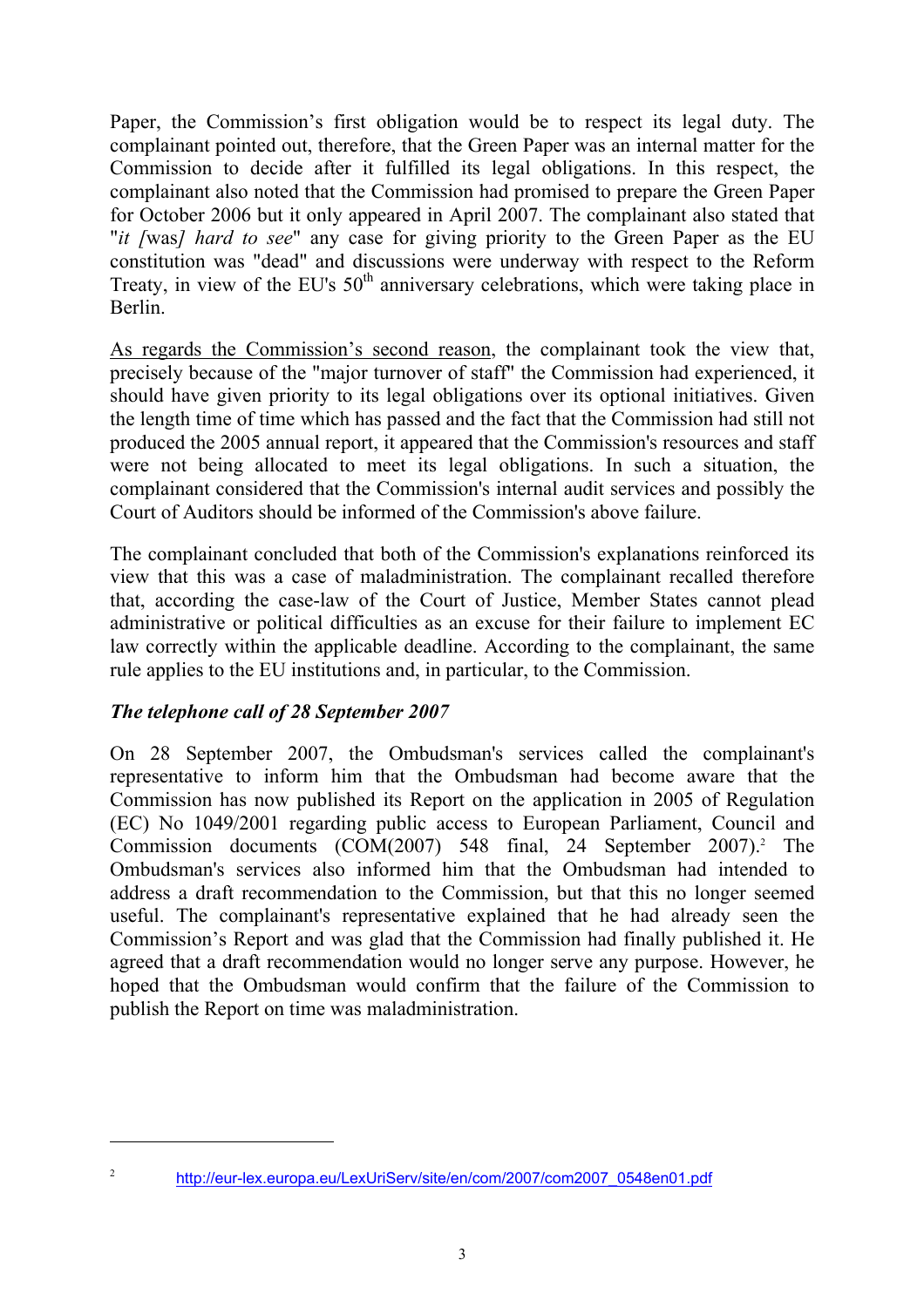Paper, the Commission's first obligation would be to respect its legal duty. The complainant pointed out, therefore, that the Green Paper was an internal matter for the Commission to decide after it fulfilled its legal obligations. In this respect, the complainant also noted that the Commission had promised to prepare the Green Paper for October 2006 but it only appeared in April 2007. The complainant also stated that "*it [*was*] hard to see*" any case for giving priority to the Green Paper as the EU constitution was "dead" and discussions were underway with respect to the Reform Treaty, in view of the EU's 50$^{th}$ anniversary celebrations, which were taking place in Berlin.

<u>As regards the Commission's second reason</u>, the complainant took the view that, precisely because of the "major turnover of staff" the Commission had experienced, it should have given priority to its legal obligations over its optional initiatives. Given the length time of time which has passed and the fact that the Commission had still not produced the 2005 annual report, it appeared that the Commission's resources and staff were not being allocated to meet its legal obligations. In such a situation, the complainant considered that the Commission's internal audit services and possibly the Court of Auditors should be informed of the Commission's above failure.

The complainant concluded that both of the Commission's explanations reinforced its view that this was a case of maladministration. The complainant recalled therefore that, according the case-law of the Court of Justice, Member States cannot plead administrative or political difficulties as an excuse for their failure to implement EC law correctly within the applicable deadline. According to the complainant, the same rule applies to the EU institutions and, in particular, to the Commission.

***The telephone call of 28 September 2007***

On 28 September 2007, the Ombudsman's services called the complainant's representative to inform him that the Ombudsman had become aware that the Commission has now published its Report on the application in 2005 of Regulation (EC) No 1049/2001 regarding public access to European Parliament, Council and Commission documents (COM(2007) 548 final, 24 September 2007).[2] The Ombudsman's services also informed him that the Ombudsman had intended to address a draft recommendation to the Commission, but that this no longer seemed useful. The complainant's representative explained that he had already seen the Commission's Report and was glad that the Commission had finally published it. He agreed that a draft recommendation would no longer serve any purpose. However, he hoped that the Ombudsman would confirm that the failure of the Commission to publish the Report on time was maladministration.

[2] http://eur-lex.europa.eu/LexUriServ/site/en/com/2007/com2007_0548en01.pdf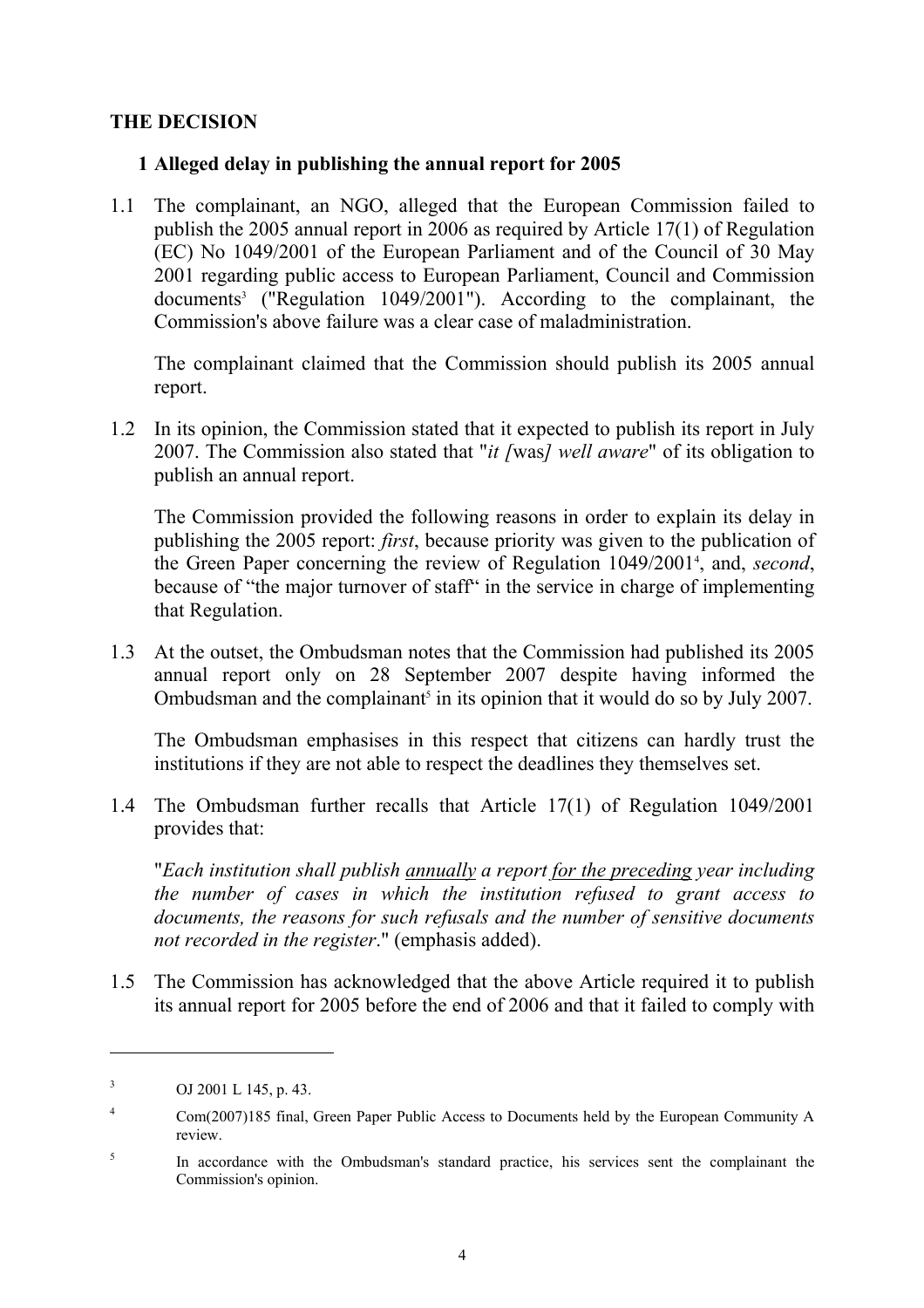## THE DECISION

### 1 Alleged delay in publishing the annual report for 2005

1.1 The complainant, an NGO, alleged that the European Commission failed to publish the 2005 annual report in 2006 as required by Article 17(1) of Regulation (EC) No 1049/2001 of the European Parliament and of the Council of 30 May 2001 regarding public access to European Parliament, Council and Commission documents[3] ("Regulation 1049/2001"). According to the complainant, the Commission's above failure was a clear case of maladministration.

The complainant claimed that the Commission should publish its 2005 annual report.

1.2 In its opinion, the Commission stated that it expected to publish its report in July 2007. The Commission also stated that "*it [*was*] well aware*" of its obligation to publish an annual report.

The Commission provided the following reasons in order to explain its delay in publishing the 2005 report: *first*, because priority was given to the publication of the Green Paper concerning the review of Regulation 1049/2001[4], and, *second*, because of "the major turnover of staff" in the service in charge of implementing that Regulation.

1.3 At the outset, the Ombudsman notes that the Commission had published its 2005 annual report only on 28 September 2007 despite having informed the Ombudsman and the complainant[5] in its opinion that it would do so by July 2007.

The Ombudsman emphasises in this respect that citizens can hardly trust the institutions if they are not able to respect the deadlines they themselves set.

1.4 The Ombudsman further recalls that Article 17(1) of Regulation 1049/2001 provides that:

"*Each institution shall publish <u>annually</u> a report <u>for the preceding</u> year including the number of cases in which the institution refused to grant access to documents, the reasons for such refusals and the number of sensitive documents not recorded in the register*." (emphasis added).

1.5 The Commission has acknowledged that the above Article required it to publish its annual report for 2005 before the end of 2006 and that it failed to comply with

---

[3] OJ 2001 L 145, p. 43.

[4] Com(2007)185 final, Green Paper Public Access to Documents held by the European Community A review.

[5] In accordance with the Ombudsman's standard practice, his services sent the complainant the Commission's opinion.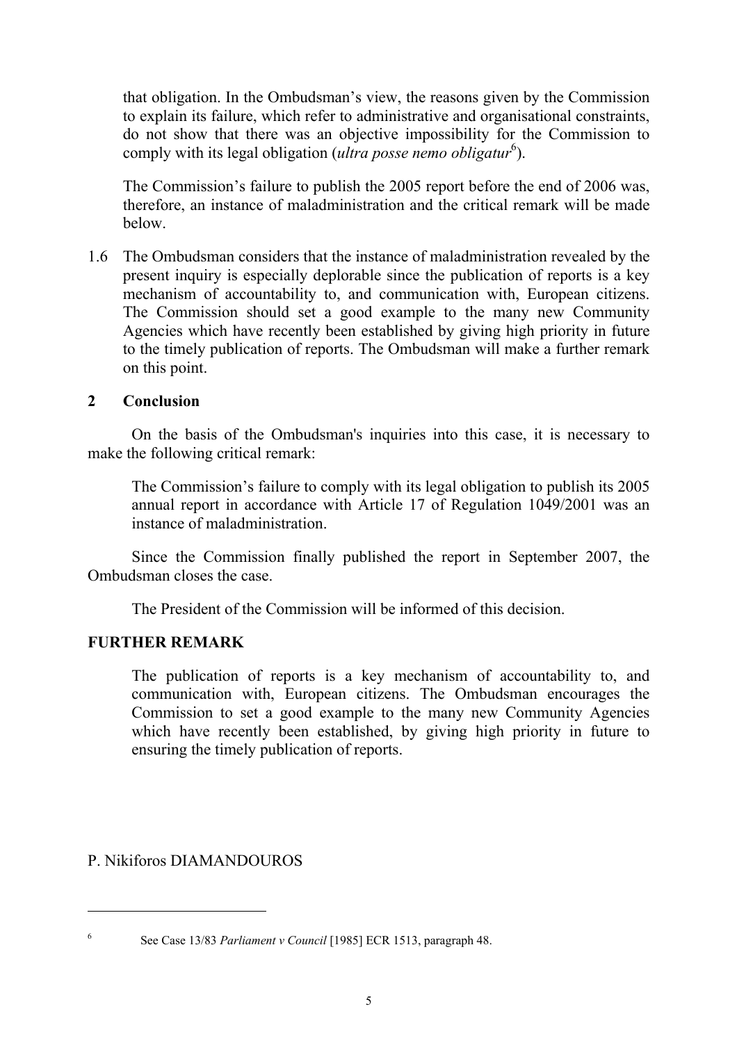that obligation. In the Ombudsman's view, the reasons given by the Commission to explain its failure, which refer to administrative and organisational constraints, do not show that there was an objective impossibility for the Commission to comply with its legal obligation (*ultra posse nemo obligatur*[6]).

The Commission's failure to publish the 2005 report before the end of 2006 was, therefore, an instance of maladministration and the critical remark will be made below.

1.6 The Ombudsman considers that the instance of maladministration revealed by the present inquiry is especially deplorable since the publication of reports is a key mechanism of accountability to, and communication with, European citizens. The Commission should set a good example to the many new Community Agencies which have recently been established by giving high priority in future to the timely publication of reports. The Ombudsman will make a further remark on this point.

## 2 Conclusion

On the basis of the Ombudsman's inquiries into this case, it is necessary to make the following critical remark:

> The Commission's failure to comply with its legal obligation to publish its 2005 annual report in accordance with Article 17 of Regulation 1049/2001 was an instance of maladministration.

Since the Commission finally published the report in September 2007, the Ombudsman closes the case.

The President of the Commission will be informed of this decision.

## FURTHER REMARK

> The publication of reports is a key mechanism of accountability to, and communication with, European citizens. The Ombudsman encourages the Commission to set a good example to the many new Community Agencies which have recently been established, by giving high priority in future to ensuring the timely publication of reports.

P. Nikiforos DIAMANDOUROS

---

[6] See Case 13/83 *Parliament v Council* [1985] ECR 1513, paragraph 48.